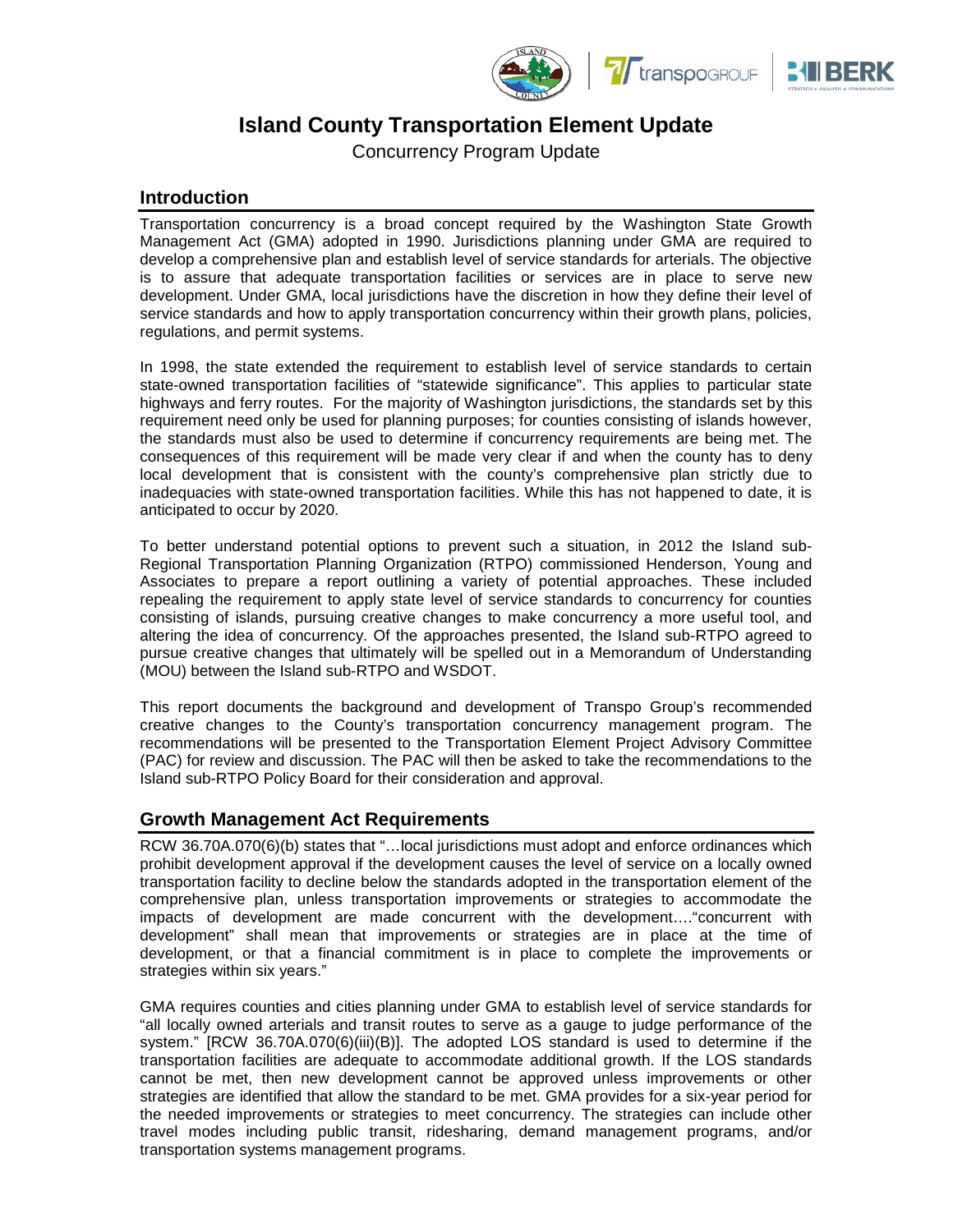# Island County Transportation Element Update

Concurrency Program Update

## Introduction

Transportation concurrency is a broad concept required by the Washington State Growth Management Act (GMA) adopted in 1990. Jurisdictions planning under GMA are required to develop a comprehensive plan and establish level of service standards for arterials. The objective is to assure that adequate transportation facilities or services are in place to serve new development. Under GMA, local jurisdictions have the discretion in how they define their level of service standards and how to apply transportation concurrency within their growth plans, policies, regulations, and permit systems.

In 1998, the state extended the requirement to establish level of service standards to certain state-owned transportation facilities of "statewide significance". This applies to particular state highways and ferry routes. For the majority of Washington jurisdictions, the standards set by this requirement need only be used for planning purposes; for counties consisting of islands however, the standards must also be used to determine if concurrency requirements are being met. The consequences of this requirement will be made very clear if and when the county has to deny local development that is consistent with the county's comprehensive plan strictly due to inadequacies with state-owned transportation facilities. While this has not happened to date, it is anticipated to occur by 2020.

To better understand potential options to prevent such a situation, in 2012 the Island sub-Regional Transportation Planning Organization (RTPO) commissioned Henderson, Young and Associates to prepare a report outlining a variety of potential approaches. These included repealing the requirement to apply state level of service standards to concurrency for counties consisting of islands, pursuing creative changes to make concurrency a more useful tool, and altering the idea of concurrency. Of the approaches presented, the Island sub-RTPO agreed to pursue creative changes that ultimately will be spelled out in a Memorandum of Understanding (MOU) between the Island sub-RTPO and WSDOT.

This report documents the background and development of Transpo Group's recommended creative changes to the County's transportation concurrency management program. The recommendations will be presented to the Transportation Element Project Advisory Committee (PAC) for review and discussion. The PAC will then be asked to take the recommendations to the Island sub-RTPO Policy Board for their consideration and approval.

## Growth Management Act Requirements

RCW 36.70A.070(6)(b) states that "…local jurisdictions must adopt and enforce ordinances which prohibit development approval if the development causes the level of service on a locally owned transportation facility to decline below the standards adopted in the transportation element of the comprehensive plan, unless transportation improvements or strategies to accommodate the impacts of development are made concurrent with the development…."concurrent with development" shall mean that improvements or strategies are in place at the time of development, or that a financial commitment is in place to complete the improvements or strategies within six years."

GMA requires counties and cities planning under GMA to establish level of service standards for "all locally owned arterials and transit routes to serve as a gauge to judge performance of the system." [RCW 36.70A.070(6)(iii)(B)]. The adopted LOS standard is used to determine if the transportation facilities are adequate to accommodate additional growth. If the LOS standards cannot be met, then new development cannot be approved unless improvements or other strategies are identified that allow the standard to be met. GMA provides for a six-year period for the needed improvements or strategies to meet concurrency. The strategies can include other travel modes including public transit, ridesharing, demand management programs, and/or transportation systems management programs.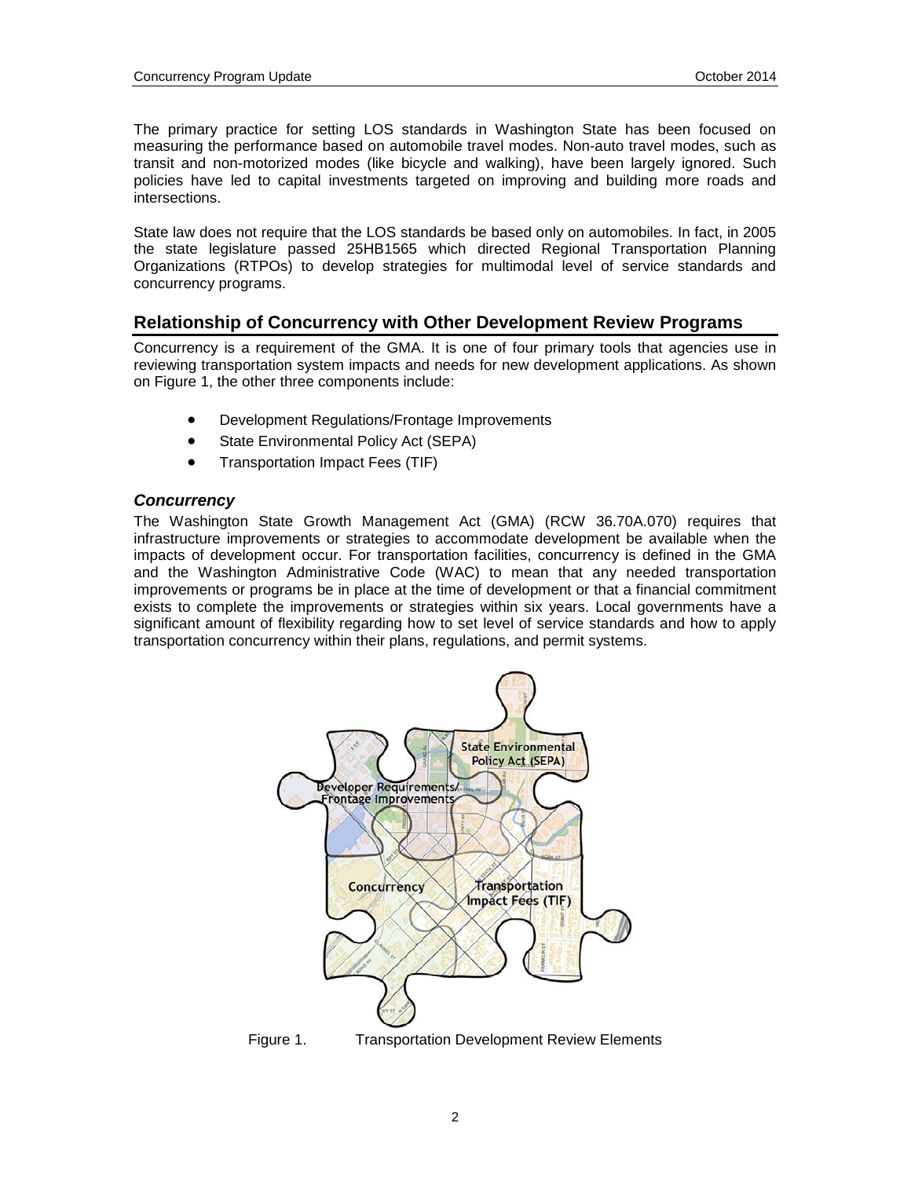The primary practice for setting LOS standards in Washington State has been focused on measuring the performance based on automobile travel modes. Non-auto travel modes, such as transit and non-motorized modes (like bicycle and walking), have been largely ignored. Such policies have led to capital investments targeted on improving and building more roads and intersections.

State law does not require that the LOS standards be based only on automobiles. In fact, in 2005 the state legislature passed 25HB1565 which directed Regional Transportation Planning Organizations (RTPOs) to develop strategies for multimodal level of service standards and concurrency programs.

## Relationship of Concurrency with Other Development Review Programs

Concurrency is a requirement of the GMA. It is one of four primary tools that agencies use in reviewing transportation system impacts and needs for new development applications. As shown on Figure 1, the other three components include:

- Development Regulations/Frontage Improvements
- State Environmental Policy Act (SEPA)
- Transportation Impact Fees (TIF)

### *Concurrency*

The Washington State Growth Management Act (GMA) (RCW 36.70A.070) requires that infrastructure improvements or strategies to accommodate development be available when the impacts of development occur. For transportation facilities, concurrency is defined in the GMA and the Washington Administrative Code (WAC) to mean that any needed transportation improvements or programs be in place at the time of development or that a financial commitment exists to complete the improvements or strategies within six years. Local governments have a significant amount of flexibility regarding how to set level of service standards and how to apply transportation concurrency within their plans, regulations, and permit systems.

Figure 1. Transportation Development Review Elements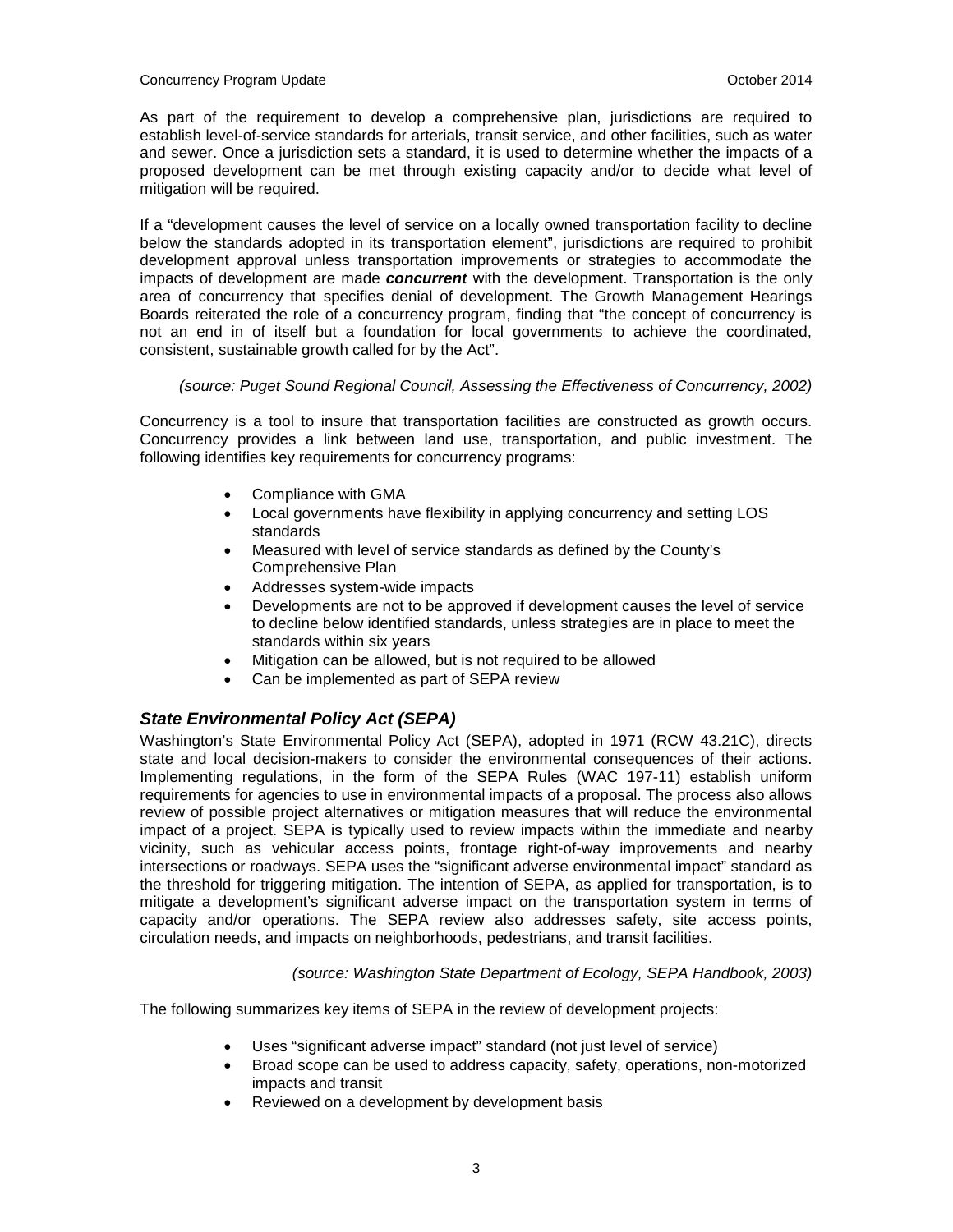As part of the requirement to develop a comprehensive plan, jurisdictions are required to establish level-of-service standards for arterials, transit service, and other facilities, such as water and sewer. Once a jurisdiction sets a standard, it is used to determine whether the impacts of a proposed development can be met through existing capacity and/or to decide what level of mitigation will be required.

If a "development causes the level of service on a locally owned transportation facility to decline below the standards adopted in its transportation element", jurisdictions are required to prohibit development approval unless transportation improvements or strategies to accommodate the impacts of development are made ***concurrent*** with the development. Transportation is the only area of concurrency that specifies denial of development. The Growth Management Hearings Boards reiterated the role of a concurrency program, finding that "the concept of concurrency is not an end in of itself but a foundation for local governments to achieve the coordinated, consistent, sustainable growth called for by the Act".

*(source: Puget Sound Regional Council, Assessing the Effectiveness of Concurrency, 2002)*

Concurrency is a tool to insure that transportation facilities are constructed as growth occurs. Concurrency provides a link between land use, transportation, and public investment. The following identifies key requirements for concurrency programs:

- Compliance with GMA
- Local governments have flexibility in applying concurrency and setting LOS standards
- Measured with level of service standards as defined by the County's Comprehensive Plan
- Addresses system-wide impacts
- Developments are not to be approved if development causes the level of service to decline below identified standards, unless strategies are in place to meet the standards within six years
- Mitigation can be allowed, but is not required to be allowed
- Can be implemented as part of SEPA review

### *State Environmental Policy Act (SEPA)*

Washington's State Environmental Policy Act (SEPA), adopted in 1971 (RCW 43.21C), directs state and local decision-makers to consider the environmental consequences of their actions. Implementing regulations, in the form of the SEPA Rules (WAC 197-11) establish uniform requirements for agencies to use in environmental impacts of a proposal. The process also allows review of possible project alternatives or mitigation measures that will reduce the environmental impact of a project. SEPA is typically used to review impacts within the immediate and nearby vicinity, such as vehicular access points, frontage right-of-way improvements and nearby intersections or roadways. SEPA uses the "significant adverse environmental impact" standard as the threshold for triggering mitigation. The intention of SEPA, as applied for transportation, is to mitigate a development's significant adverse impact on the transportation system in terms of capacity and/or operations. The SEPA review also addresses safety, site access points, circulation needs, and impacts on neighborhoods, pedestrians, and transit facilities.

*(source: Washington State Department of Ecology, SEPA Handbook, 2003)*

The following summarizes key items of SEPA in the review of development projects:

- Uses "significant adverse impact" standard (not just level of service)
- Broad scope can be used to address capacity, safety, operations, non-motorized impacts and transit
- Reviewed on a development by development basis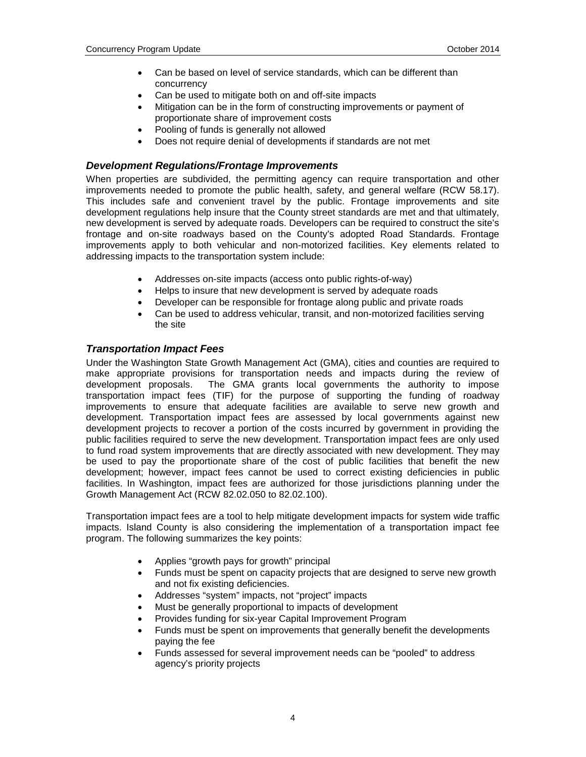- Can be based on level of service standards, which can be different than concurrency
- Can be used to mitigate both on and off-site impacts
- Mitigation can be in the form of constructing improvements or payment of proportionate share of improvement costs
- Pooling of funds is generally not allowed
- Does not require denial of developments if standards are not met

### *Development Regulations/Frontage Improvements*

When properties are subdivided, the permitting agency can require transportation and other improvements needed to promote the public health, safety, and general welfare (RCW 58.17). This includes safe and convenient travel by the public. Frontage improvements and site development regulations help insure that the County street standards are met and that ultimately, new development is served by adequate roads. Developers can be required to construct the site's frontage and on-site roadways based on the County's adopted Road Standards. Frontage improvements apply to both vehicular and non-motorized facilities. Key elements related to addressing impacts to the transportation system include:

- Addresses on-site impacts (access onto public rights-of-way)
- Helps to insure that new development is served by adequate roads
- Developer can be responsible for frontage along public and private roads
- Can be used to address vehicular, transit, and non-motorized facilities serving the site

### *Transportation Impact Fees*

Under the Washington State Growth Management Act (GMA), cities and counties are required to make appropriate provisions for transportation needs and impacts during the review of development proposals. The GMA grants local governments the authority to impose transportation impact fees (TIF) for the purpose of supporting the funding of roadway improvements to ensure that adequate facilities are available to serve new growth and development. Transportation impact fees are assessed by local governments against new development projects to recover a portion of the costs incurred by government in providing the public facilities required to serve the new development. Transportation impact fees are only used to fund road system improvements that are directly associated with new development. They may be used to pay the proportionate share of the cost of public facilities that benefit the new development; however, impact fees cannot be used to correct existing deficiencies in public facilities. In Washington, impact fees are authorized for those jurisdictions planning under the Growth Management Act (RCW 82.02.050 to 82.02.100).

Transportation impact fees are a tool to help mitigate development impacts for system wide traffic impacts. Island County is also considering the implementation of a transportation impact fee program. The following summarizes the key points:

- Applies "growth pays for growth" principal
- Funds must be spent on capacity projects that are designed to serve new growth and not fix existing deficiencies.
- Addresses "system" impacts, not "project" impacts
- Must be generally proportional to impacts of development
- Provides funding for six-year Capital Improvement Program
- Funds must be spent on improvements that generally benefit the developments paying the fee
- Funds assessed for several improvement needs can be "pooled" to address agency's priority projects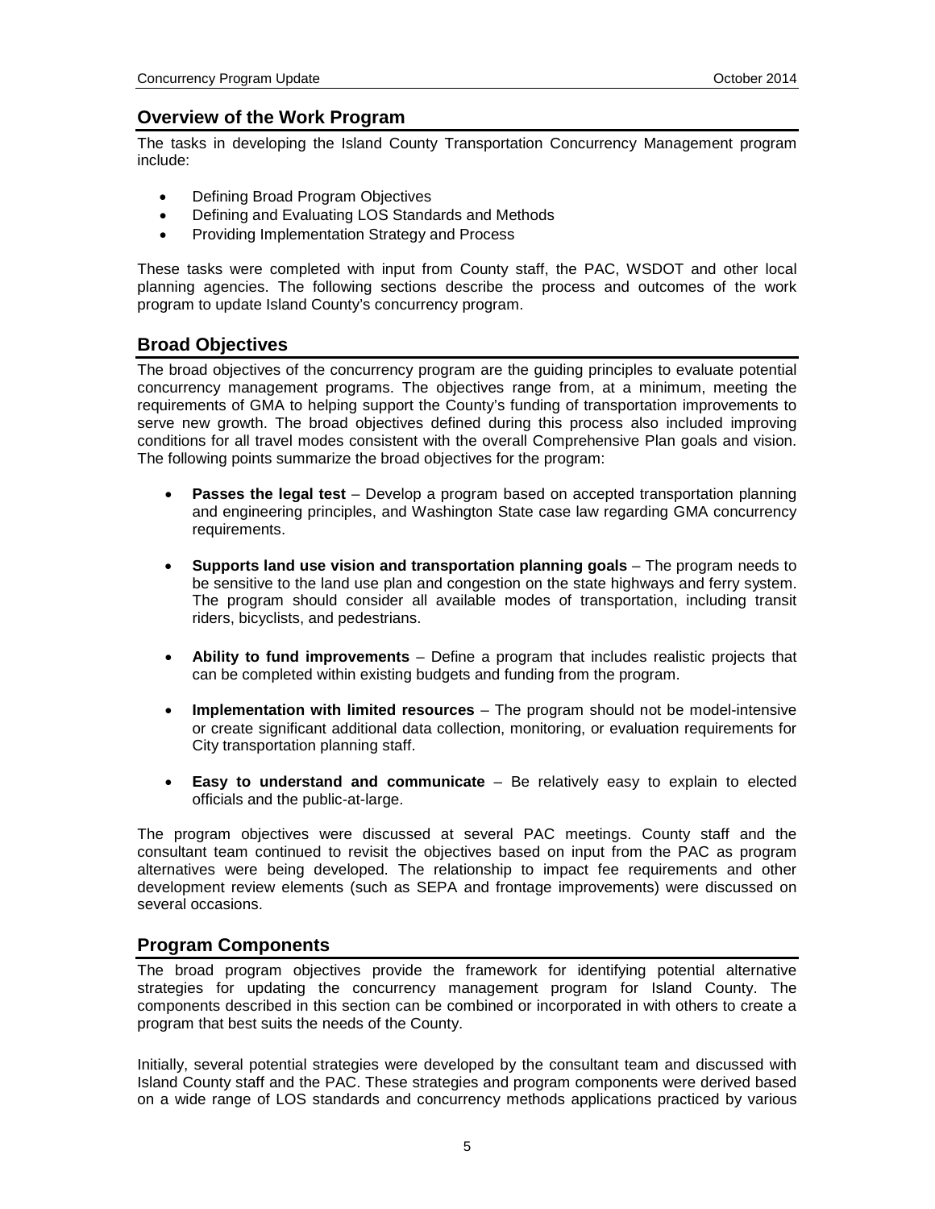## Overview of the Work Program

The tasks in developing the Island County Transportation Concurrency Management program include:

- Defining Broad Program Objectives
- Defining and Evaluating LOS Standards and Methods
- Providing Implementation Strategy and Process

These tasks were completed with input from County staff, the PAC, WSDOT and other local planning agencies. The following sections describe the process and outcomes of the work program to update Island County's concurrency program.

## Broad Objectives

The broad objectives of the concurrency program are the guiding principles to evaluate potential concurrency management programs. The objectives range from, at a minimum, meeting the requirements of GMA to helping support the County's funding of transportation improvements to serve new growth. The broad objectives defined during this process also included improving conditions for all travel modes consistent with the overall Comprehensive Plan goals and vision. The following points summarize the broad objectives for the program:

- **Passes the legal test** – Develop a program based on accepted transportation planning and engineering principles, and Washington State case law regarding GMA concurrency requirements.

- **Supports land use vision and transportation planning goals** – The program needs to be sensitive to the land use plan and congestion on the state highways and ferry system. The program should consider all available modes of transportation, including transit riders, bicyclists, and pedestrians.

- **Ability to fund improvements** – Define a program that includes realistic projects that can be completed within existing budgets and funding from the program.

- **Implementation with limited resources** – The program should not be model-intensive or create significant additional data collection, monitoring, or evaluation requirements for City transportation planning staff.

- **Easy to understand and communicate** – Be relatively easy to explain to elected officials and the public-at-large.

The program objectives were discussed at several PAC meetings. County staff and the consultant team continued to revisit the objectives based on input from the PAC as program alternatives were being developed. The relationship to impact fee requirements and other development review elements (such as SEPA and frontage improvements) were discussed on several occasions.

## Program Components

The broad program objectives provide the framework for identifying potential alternative strategies for updating the concurrency management program for Island County. The components described in this section can be combined or incorporated in with others to create a program that best suits the needs of the County.

Initially, several potential strategies were developed by the consultant team and discussed with Island County staff and the PAC. These strategies and program components were derived based on a wide range of LOS standards and concurrency methods applications practiced by various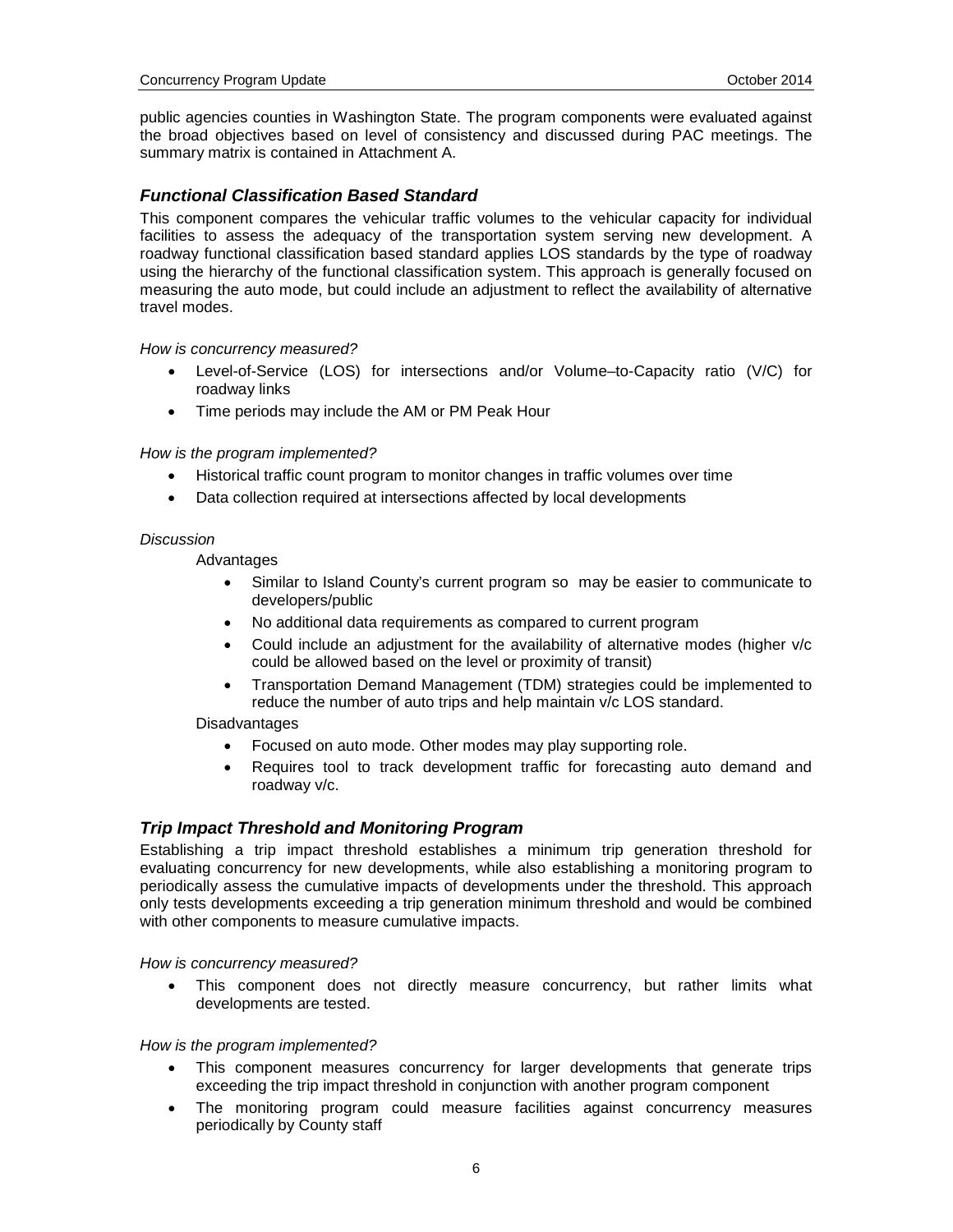public agencies counties in Washington State. The program components were evaluated against the broad objectives based on level of consistency and discussed during PAC meetings. The summary matrix is contained in Attachment A.

### *Functional Classification Based Standard*

This component compares the vehicular traffic volumes to the vehicular capacity for individual facilities to assess the adequacy of the transportation system serving new development. A roadway functional classification based standard applies LOS standards by the type of roadway using the hierarchy of the functional classification system. This approach is generally focused on measuring the auto mode, but could include an adjustment to reflect the availability of alternative travel modes.

*How is concurrency measured?*

- Level-of-Service (LOS) for intersections and/or Volume–to-Capacity ratio (V/C) for roadway links
- Time periods may include the AM or PM Peak Hour

*How is the program implemented?*

- Historical traffic count program to monitor changes in traffic volumes over time
- Data collection required at intersections affected by local developments

*Discussion*

Advantages

- Similar to Island County's current program so may be easier to communicate to developers/public
- No additional data requirements as compared to current program
- Could include an adjustment for the availability of alternative modes (higher v/c could be allowed based on the level or proximity of transit)
- Transportation Demand Management (TDM) strategies could be implemented to reduce the number of auto trips and help maintain v/c LOS standard.

Disadvantages

- Focused on auto mode. Other modes may play supporting role.
- Requires tool to track development traffic for forecasting auto demand and roadway v/c.

### *Trip Impact Threshold and Monitoring Program*

Establishing a trip impact threshold establishes a minimum trip generation threshold for evaluating concurrency for new developments, while also establishing a monitoring program to periodically assess the cumulative impacts of developments under the threshold. This approach only tests developments exceeding a trip generation minimum threshold and would be combined with other components to measure cumulative impacts.

*How is concurrency measured?*

- This component does not directly measure concurrency, but rather limits what developments are tested.

*How is the program implemented?*

- This component measures concurrency for larger developments that generate trips exceeding the trip impact threshold in conjunction with another program component
- The monitoring program could measure facilities against concurrency measures periodically by County staff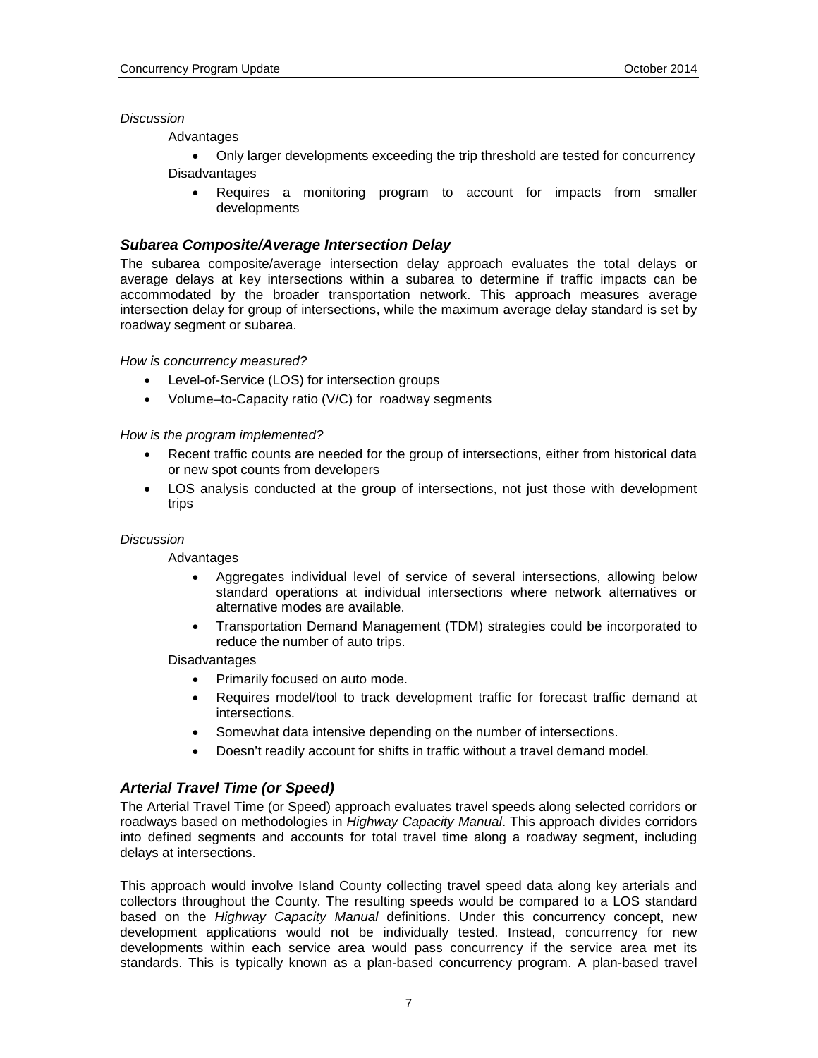*Discussion*

Advantages

- Only larger developments exceeding the trip threshold are tested for concurrency

Disadvantages

- Requires a monitoring program to account for impacts from smaller developments

### *Subarea Composite/Average Intersection Delay*

The subarea composite/average intersection delay approach evaluates the total delays or average delays at key intersections within a subarea to determine if traffic impacts can be accommodated by the broader transportation network. This approach measures average intersection delay for group of intersections, while the maximum average delay standard is set by roadway segment or subarea.

*How is concurrency measured?*

- Level-of-Service (LOS) for intersection groups
- Volume–to-Capacity ratio (V/C) for roadway segments

*How is the program implemented?*

- Recent traffic counts are needed for the group of intersections, either from historical data or new spot counts from developers
- LOS analysis conducted at the group of intersections, not just those with development trips

*Discussion*

Advantages

- Aggregates individual level of service of several intersections, allowing below standard operations at individual intersections where network alternatives or alternative modes are available.
- Transportation Demand Management (TDM) strategies could be incorporated to reduce the number of auto trips.

Disadvantages

- Primarily focused on auto mode.
- Requires model/tool to track development traffic for forecast traffic demand at intersections.
- Somewhat data intensive depending on the number of intersections.
- Doesn't readily account for shifts in traffic without a travel demand model.

### *Arterial Travel Time (or Speed)*

The Arterial Travel Time (or Speed) approach evaluates travel speeds along selected corridors or roadways based on methodologies in *Highway Capacity Manual*. This approach divides corridors into defined segments and accounts for total travel time along a roadway segment, including delays at intersections.

This approach would involve Island County collecting travel speed data along key arterials and collectors throughout the County. The resulting speeds would be compared to a LOS standard based on the *Highway Capacity Manual* definitions. Under this concurrency concept, new development applications would not be individually tested. Instead, concurrency for new developments within each service area would pass concurrency if the service area met its standards. This is typically known as a plan-based concurrency program. A plan-based travel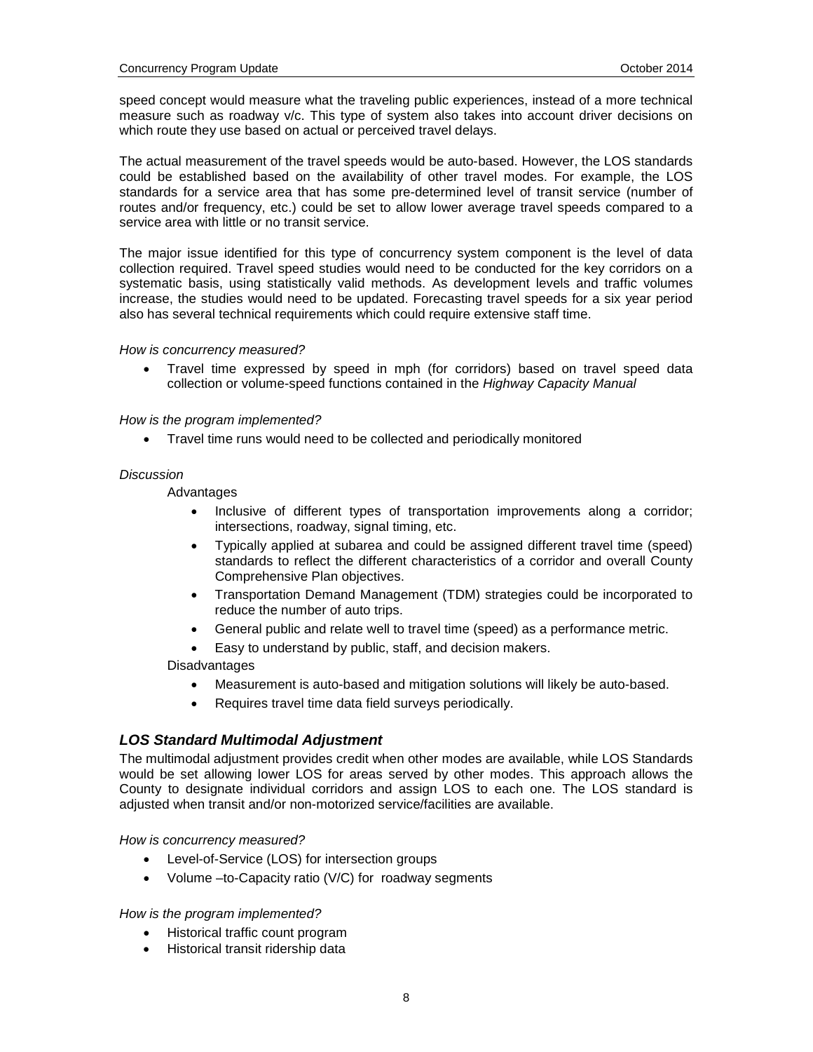speed concept would measure what the traveling public experiences, instead of a more technical measure such as roadway v/c. This type of system also takes into account driver decisions on which route they use based on actual or perceived travel delays.

The actual measurement of the travel speeds would be auto-based. However, the LOS standards could be established based on the availability of other travel modes. For example, the LOS standards for a service area that has some pre-determined level of transit service (number of routes and/or frequency, etc.) could be set to allow lower average travel speeds compared to a service area with little or no transit service.

The major issue identified for this type of concurrency system component is the level of data collection required. Travel speed studies would need to be conducted for the key corridors on a systematic basis, using statistically valid methods. As development levels and traffic volumes increase, the studies would need to be updated. Forecasting travel speeds for a six year period also has several technical requirements which could require extensive staff time.

*How is concurrency measured?*

- Travel time expressed by speed in mph (for corridors) based on travel speed data collection or volume-speed functions contained in the *Highway Capacity Manual*

*How is the program implemented?*

- Travel time runs would need to be collected and periodically monitored

*Discussion*

Advantages

- Inclusive of different types of transportation improvements along a corridor; intersections, roadway, signal timing, etc.
- Typically applied at subarea and could be assigned different travel time (speed) standards to reflect the different characteristics of a corridor and overall County Comprehensive Plan objectives.
- Transportation Demand Management (TDM) strategies could be incorporated to reduce the number of auto trips.
- General public and relate well to travel time (speed) as a performance metric.
- Easy to understand by public, staff, and decision makers.

Disadvantages

- Measurement is auto-based and mitigation solutions will likely be auto-based.
- Requires travel time data field surveys periodically.

### LOS Standard Multimodal Adjustment

The multimodal adjustment provides credit when other modes are available, while LOS Standards would be set allowing lower LOS for areas served by other modes. This approach allows the County to designate individual corridors and assign LOS to each one. The LOS standard is adjusted when transit and/or non-motorized service/facilities are available.

*How is concurrency measured?*

- Level-of-Service (LOS) for intersection groups
- Volume –to-Capacity ratio (V/C) for roadway segments

*How is the program implemented?*

- Historical traffic count program
- Historical transit ridership data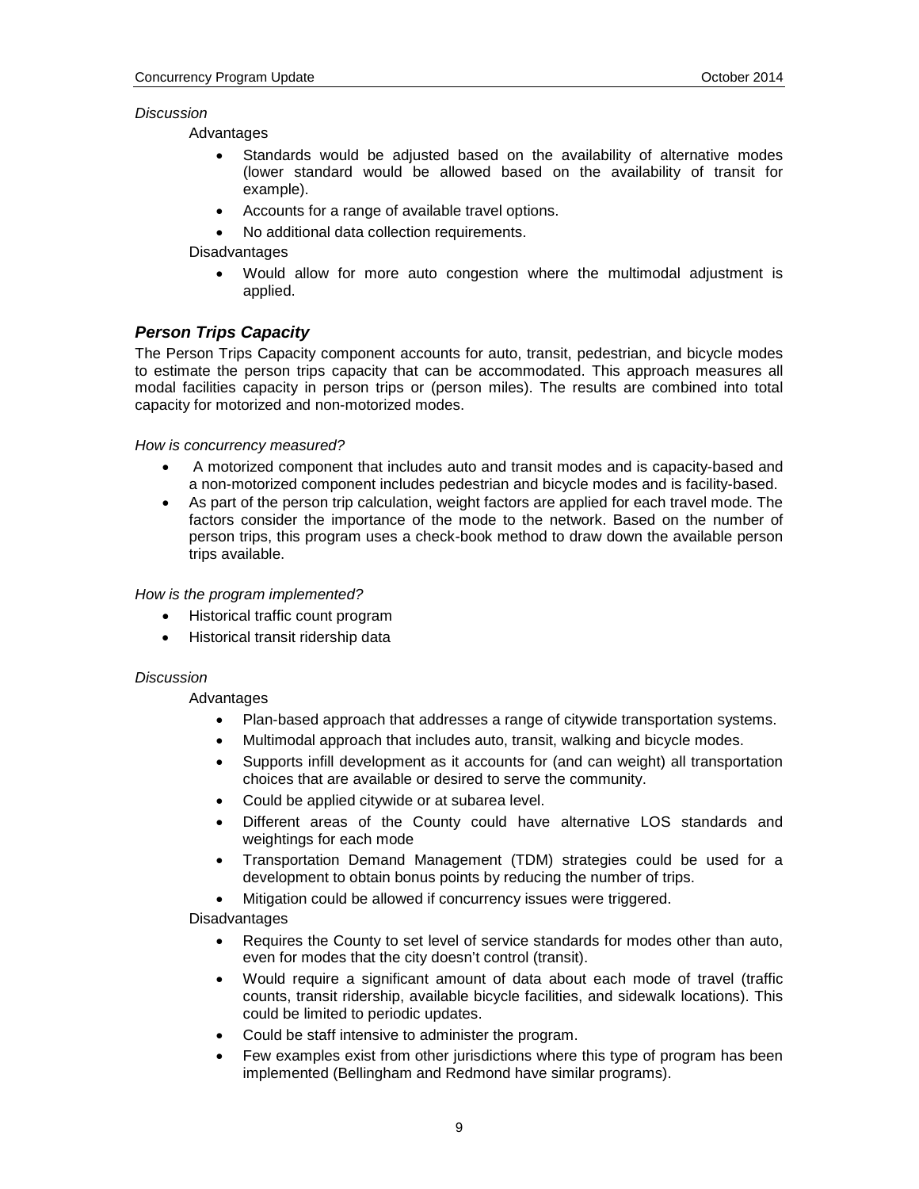*Discussion*

Advantages

- Standards would be adjusted based on the availability of alternative modes (lower standard would be allowed based on the availability of transit for example).
- Accounts for a range of available travel options.
- No additional data collection requirements.

Disadvantages

- Would allow for more auto congestion where the multimodal adjustment is applied.

### *Person Trips Capacity*

The Person Trips Capacity component accounts for auto, transit, pedestrian, and bicycle modes to estimate the person trips capacity that can be accommodated. This approach measures all modal facilities capacity in person trips or (person miles). The results are combined into total capacity for motorized and non-motorized modes.

*How is concurrency measured?*

- A motorized component that includes auto and transit modes and is capacity-based and a non-motorized component includes pedestrian and bicycle modes and is facility-based.
- As part of the person trip calculation, weight factors are applied for each travel mode. The factors consider the importance of the mode to the network. Based on the number of person trips, this program uses a check-book method to draw down the available person trips available.

*How is the program implemented?*

- Historical traffic count program
- Historical transit ridership data

*Discussion*

Advantages

- Plan-based approach that addresses a range of citywide transportation systems.
- Multimodal approach that includes auto, transit, walking and bicycle modes.
- Supports infill development as it accounts for (and can weight) all transportation choices that are available or desired to serve the community.
- Could be applied citywide or at subarea level.
- Different areas of the County could have alternative LOS standards and weightings for each mode
- Transportation Demand Management (TDM) strategies could be used for a development to obtain bonus points by reducing the number of trips.
- Mitigation could be allowed if concurrency issues were triggered.

Disadvantages

- Requires the County to set level of service standards for modes other than auto, even for modes that the city doesn't control (transit).
- Would require a significant amount of data about each mode of travel (traffic counts, transit ridership, available bicycle facilities, and sidewalk locations). This could be limited to periodic updates.
- Could be staff intensive to administer the program.
- Few examples exist from other jurisdictions where this type of program has been implemented (Bellingham and Redmond have similar programs).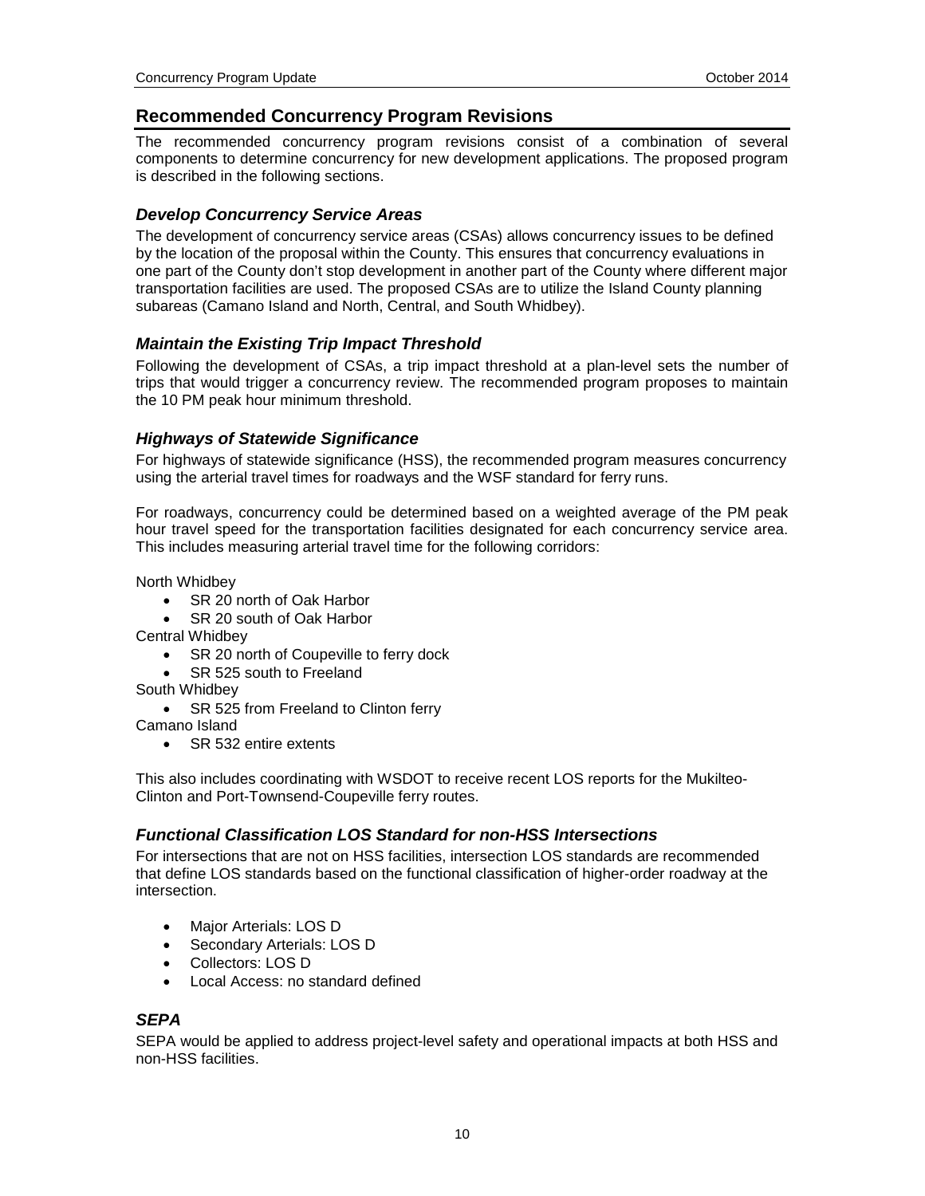## Recommended Concurrency Program Revisions

The recommended concurrency program revisions consist of a combination of several components to determine concurrency for new development applications. The proposed program is described in the following sections.

### *Develop Concurrency Service Areas*

The development of concurrency service areas (CSAs) allows concurrency issues to be defined by the location of the proposal within the County. This ensures that concurrency evaluations in one part of the County don't stop development in another part of the County where different major transportation facilities are used. The proposed CSAs are to utilize the Island County planning subareas (Camano Island and North, Central, and South Whidbey).

### *Maintain the Existing Trip Impact Threshold*

Following the development of CSAs, a trip impact threshold at a plan-level sets the number of trips that would trigger a concurrency review. The recommended program proposes to maintain the 10 PM peak hour minimum threshold.

### *Highways of Statewide Significance*

For highways of statewide significance (HSS), the recommended program measures concurrency using the arterial travel times for roadways and the WSF standard for ferry runs.

For roadways, concurrency could be determined based on a weighted average of the PM peak hour travel speed for the transportation facilities designated for each concurrency service area. This includes measuring arterial travel time for the following corridors:

North Whidbey

- SR 20 north of Oak Harbor
- SR 20 south of Oak Harbor

Central Whidbey

- SR 20 north of Coupeville to ferry dock
- SR 525 south to Freeland

South Whidbey

- SR 525 from Freeland to Clinton ferry

Camano Island

- SR 532 entire extents

This also includes coordinating with WSDOT to receive recent LOS reports for the Mukilteo-Clinton and Port-Townsend-Coupeville ferry routes.

### *Functional Classification LOS Standard for non-HSS Intersections*

For intersections that are not on HSS facilities, intersection LOS standards are recommended that define LOS standards based on the functional classification of higher-order roadway at the intersection.

- Major Arterials: LOS D
- Secondary Arterials: LOS D
- Collectors: LOS D
- Local Access: no standard defined

### *SEPA*

SEPA would be applied to address project-level safety and operational impacts at both HSS and non-HSS facilities.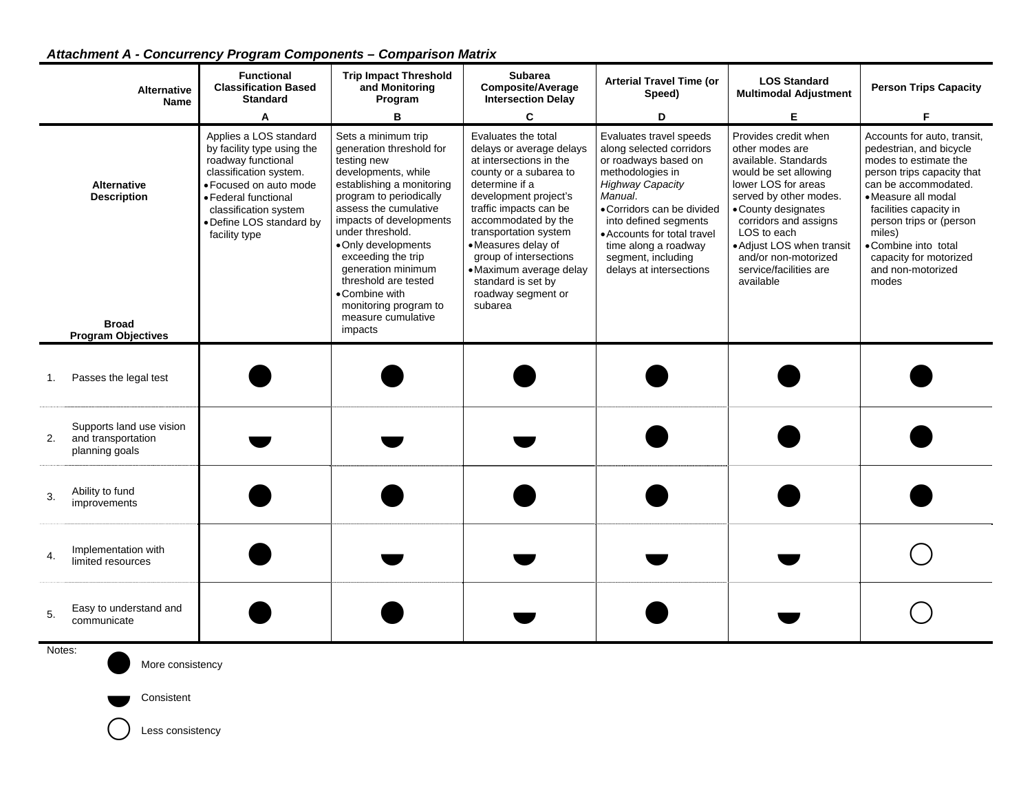*Attachment A - Concurrency Program Components – Comparison Matrix*

| Alternative Name | Functional Classification Based Standard<br>A | Trip Impact Threshold and Monitoring Program<br>B | Subarea Composite/Average Intersection Delay<br>C | Arterial Travel Time (or Speed)<br>D | LOS Standard Multimodal Adjustment<br>E | Person Trips Capacity<br>F |
|---|---|---|---|---|---|---|
| **Alternative Description**<br><br>**Broad Program Objectives** | Applies a LOS standard by facility type using the roadway functional classification system.<br>• Focused on auto mode<br>• Federal functional classification system<br>• Define LOS standard by facility type | Sets a minimum trip generation threshold for testing new developments, while establishing a monitoring program to periodically assess the cumulative impacts of developments under threshold.<br>• Only developments exceeding the trip generation minimum threshold are tested<br>• Combine with monitoring program to measure cumulative impacts | Evaluates the total delays or average delays at intersections in the county or a subarea to determine if a development project's traffic impacts can be accommodated by the transportation system<br>• Measures delay of group of intersections<br>• Maximum average delay standard is set by roadway segment or subarea | Evaluates travel speeds along selected corridors or roadways based on methodologies in *Highway Capacity Manual*.<br>• Corridors can be divided into defined segments<br>• Accounts for total travel time along a roadway segment, including delays at intersections | Provides credit when other modes are available. Standards would be set allowing lower LOS for areas served by other modes.<br>• County designates corridors and assigns LOS to each<br>• Adjust LOS when transit and/or non-motorized service/facilities are available | Accounts for auto, transit, pedestrian, and bicycle modes to estimate the person trips capacity that can be accommodated.<br>• Measure all modal facilities capacity in person trips or (person miles)<br>• Combine into total capacity for motorized and non-motorized modes |
| 1. Passes the legal test | More consistency | More consistency | More consistency | More consistency | More consistency | More consistency |
| 2. Supports land use vision and transportation planning goals | Consistent | Consistent | Consistent | More consistency | More consistency | More consistency |
| 3. Ability to fund improvements | More consistency | More consistency | More consistency | More consistency | More consistency | More consistency |
| 4. Implementation with limited resources | More consistency | Consistent | Consistent | Consistent | Consistent | Less consistency |
| 5. Easy to understand and communicate | More consistency | More consistency | Consistent | More consistency | Consistent | Less consistency |

Notes:

● More consistency

◒ Consistent

○ Less consistency